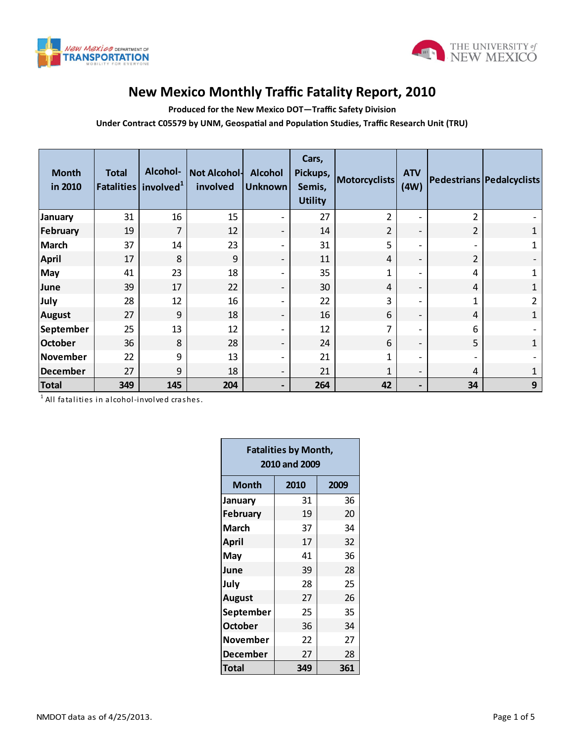# New Mexico Monthly Traffic Fatality Report, 2010

**Produced for the New Mexico DOT—Traffic Safety Division**

**Under Contract C05579 by UNM, Geospatial and Population Studies, Traffic Research Unit (TRU)**

| Month in 2010 | Total Fatalities | Alcohol-involved[1] | Not Alcohol-involved | Alcohol Unknown | Cars, Pickups, Semis, Utility | Motorcyclists | ATV (4W) | Pedestrians | Pedalcyclists |
|---|---|---|---|---|---|---|---|---|---|
| January | 31 | 16 | 15 | - | 27 | 2 | - | 2 | - |
| February | 19 | 7 | 12 | - | 14 | 2 | - | 2 | 1 |
| March | 37 | 14 | 23 | - | 31 | 5 | - | - | 1 |
| April | 17 | 8 | 9 | - | 11 | 4 | - | 2 | - |
| May | 41 | 23 | 18 | - | 35 | 1 | - | 4 | 1 |
| June | 39 | 17 | 22 | - | 30 | 4 | - | 4 | 1 |
| July | 28 | 12 | 16 | - | 22 | 3 | - | 1 | 2 |
| August | 27 | 9 | 18 | - | 16 | 6 | - | 4 | 1 |
| September | 25 | 13 | 12 | - | 12 | 7 | - | 6 | - |
| October | 36 | 8 | 28 | - | 24 | 6 | - | 5 | 1 |
| November | 22 | 9 | 13 | - | 21 | 1 | - | - | - |
| December | 27 | 9 | 18 | - | 21 | 1 | - | 4 | 1 |
| **Total** | **349** | **145** | **204** | **-** | **264** | **42** | **-** | **34** | **9** |

[1] All fatalities in alcohol-involved crashes.

| Fatalities by Month, 2010 and 2009 | | |
|---|---|---|
| **Month** | **2010** | **2009** |
| January | 31 | 36 |
| February | 19 | 20 |
| March | 37 | 34 |
| April | 17 | 32 |
| May | 41 | 36 |
| June | 39 | 28 |
| July | 28 | 25 |
| August | 27 | 26 |
| September | 25 | 35 |
| October | 36 | 34 |
| November | 22 | 27 |
| December | 27 | 28 |
| **Total** | **349** | **361** |

NMDOT data as of 4/25/2013.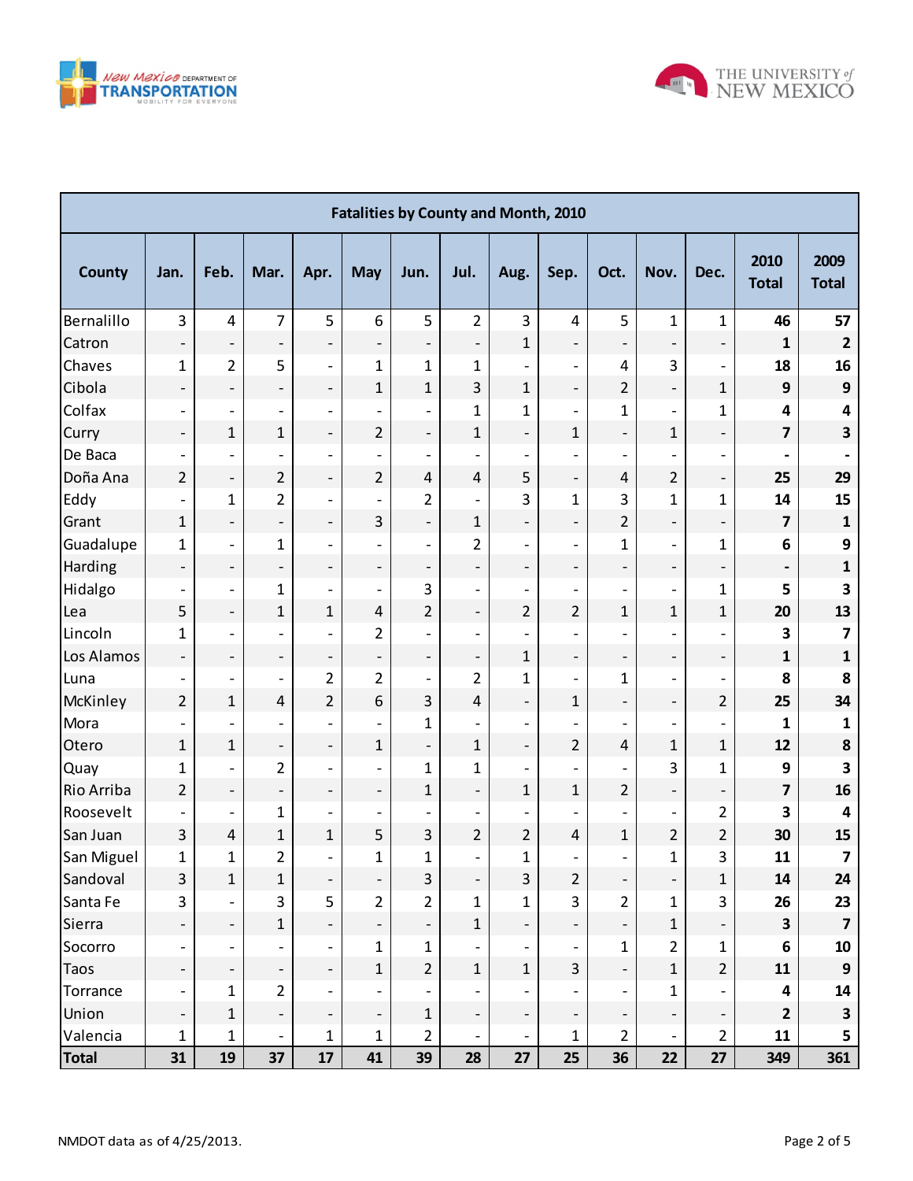| Fatalities by County and Month, 2010 | | | | | | | | | | | | | | |
|---|---|---|---|---|---|---|---|---|---|---|---|---|---|---|
| **County** | **Jan.** | **Feb.** | **Mar.** | **Apr.** | **May** | **Jun.** | **Jul.** | **Aug.** | **Sep.** | **Oct.** | **Nov.** | **Dec.** | **2010 Total** | **2009 Total** |
| Bernalillo | 3 | 4 | 7 | 5 | 6 | 5 | 2 | 3 | 4 | 5 | 1 | 1 | **46** | **57** |
| Catron | - | - | - | - | - | - | - | 1 | - | - | - | - | **1** | **2** |
| Chaves | 1 | 2 | 5 | - | 1 | 1 | 1 | - | - | 4 | 3 | - | **18** | **16** |
| Cibola | - | - | - | - | 1 | 1 | 3 | 1 | - | 2 | - | 1 | **9** | **9** |
| Colfax | - | - | - | - | - | - | 1 | 1 | - | 1 | - | 1 | **4** | **4** |
| Curry | - | 1 | 1 | - | 2 | - | 1 | - | 1 | - | 1 | - | **7** | **3** |
| De Baca | - | - | - | - | - | - | - | - | - | - | - | - | **-** | **-** |
| Doña Ana | 2 | - | 2 | - | 2 | 4 | 4 | 5 | - | 4 | 2 | - | **25** | **29** |
| Eddy | - | 1 | 2 | - | - | 2 | - | 3 | 1 | 3 | 1 | 1 | **14** | **15** |
| Grant | 1 | - | - | - | 3 | - | 1 | - | - | 2 | - | - | **7** | **1** |
| Guadalupe | 1 | - | 1 | - | - | - | 2 | - | - | 1 | - | 1 | **6** | **9** |
| Harding | - | - | - | - | - | - | - | - | - | - | - | - | **-** | **1** |
| Hidalgo | - | - | 1 | - | - | 3 | - | - | - | - | - | 1 | **5** | **3** |
| Lea | 5 | - | 1 | 1 | 4 | 2 | - | 2 | 2 | 1 | 1 | 1 | **20** | **13** |
| Lincoln | 1 | - | - | - | 2 | - | - | - | - | - | - | - | **3** | **7** |
| Los Alamos | - | - | - | - | - | - | - | 1 | - | - | - | - | **1** | **1** |
| Luna | - | - | - | 2 | 2 | - | 2 | 1 | - | 1 | - | - | **8** | **8** |
| McKinley | 2 | 1 | 4 | 2 | 6 | 3 | 4 | - | 1 | - | - | 2 | **25** | **34** |
| Mora | - | - | - | - | - | 1 | - | - | - | - | - | - | **1** | **1** |
| Otero | 1 | 1 | - | - | 1 | - | 1 | - | 2 | 4 | 1 | 1 | **12** | **8** |
| Quay | 1 | - | 2 | - | - | 1 | 1 | - | - | - | 3 | 1 | **9** | **3** |
| Rio Arriba | 2 | - | - | - | - | 1 | - | 1 | 1 | 2 | - | - | **7** | **16** |
| Roosevelt | - | - | 1 | - | - | - | - | - | - | - | - | 2 | **3** | **4** |
| San Juan | 3 | 4 | 1 | 1 | 5 | 3 | 2 | 2 | 4 | 1 | 2 | 2 | **30** | **15** |
| San Miguel | 1 | 1 | 2 | - | 1 | 1 | - | 1 | - | - | 1 | 3 | **11** | **7** |
| Sandoval | 3 | 1 | 1 | - | - | 3 | - | 3 | 2 | - | - | 1 | **14** | **24** |
| Santa Fe | 3 | - | 3 | 5 | 2 | 2 | 1 | 1 | 3 | 2 | 1 | 3 | **26** | **23** |
| Sierra | - | - | 1 | - | - | - | 1 | - | - | - | 1 | - | **3** | **7** |
| Socorro | - | - | - | - | 1 | 1 | - | - | - | 1 | 2 | 1 | **6** | **10** |
| Taos | - | - | - | - | 1 | 2 | 1 | 1 | 3 | - | 1 | 2 | **11** | **9** |
| Torrance | - | 1 | 2 | - | - | - | - | - | - | - | 1 | - | **4** | **14** |
| Union | - | 1 | - | - | - | 1 | - | - | - | - | - | - | **2** | **3** |
| Valencia | 1 | 1 | - | 1 | 1 | 2 | - | - | 1 | 2 | - | 2 | **11** | **5** |
| **Total** | **31** | **19** | **37** | **17** | **41** | **39** | **28** | **27** | **25** | **36** | **22** | **27** | **349** | **361** |

NMDOT data as of 4/25/2013.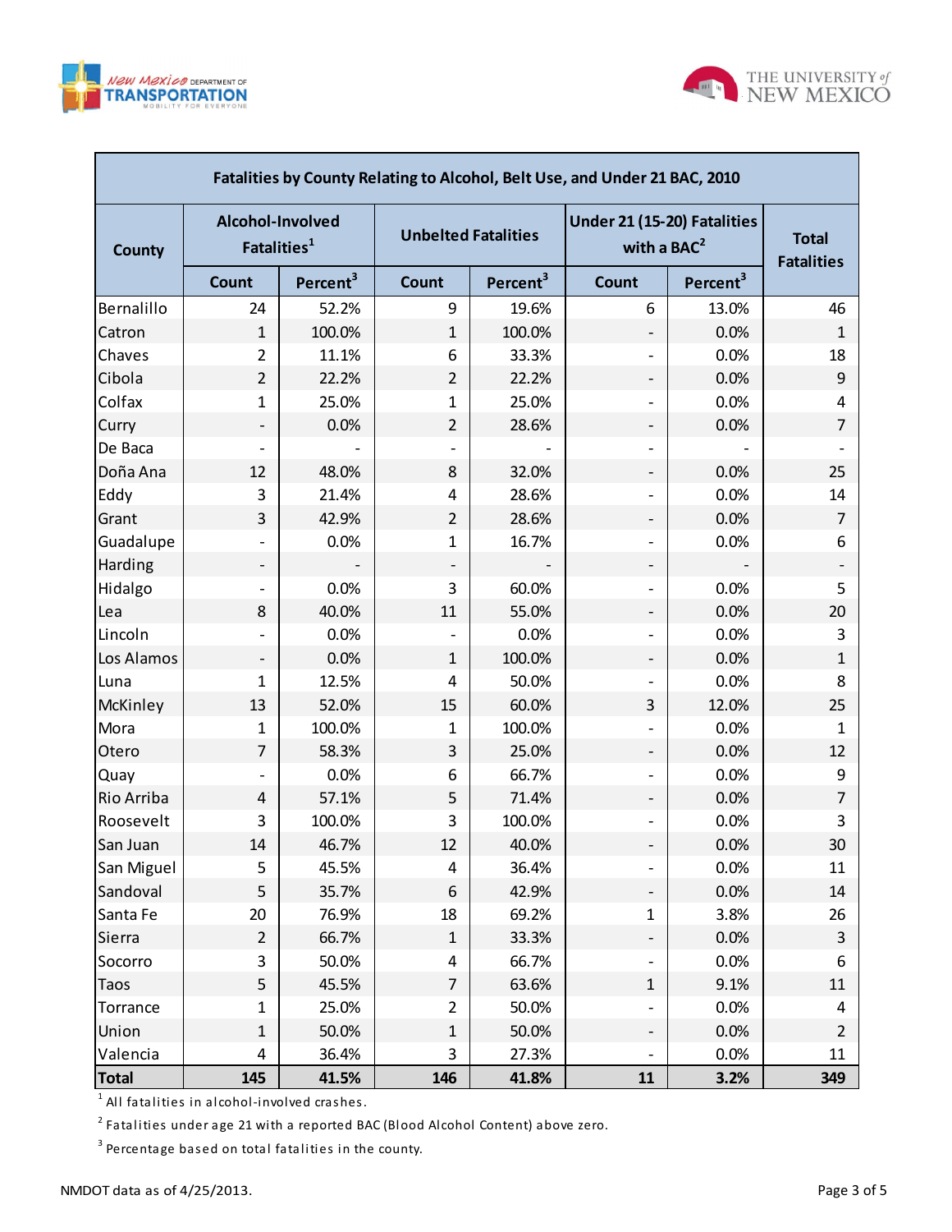| Fatalities by County Relating to Alcohol, Belt Use, and Under 21 BAC, 2010 | | | | | | | |
|---|---|---|---|---|---|---|---|
| County | Alcohol-Involved Fatalities[1] | | Unbelted Fatalities | | Under 21 (15-20) Fatalities with a BAC[2] | | Total Fatalities |
| | Count | Percent[3] | Count | Percent[3] | Count | Percent[3] | |
| Bernalillo | 24 | 52.2% | 9 | 19.6% | 6 | 13.0% | 46 |
| Catron | 1 | 100.0% | 1 | 100.0% | - | 0.0% | 1 |
| Chaves | 2 | 11.1% | 6 | 33.3% | - | 0.0% | 18 |
| Cibola | 2 | 22.2% | 2 | 22.2% | - | 0.0% | 9 |
| Colfax | 1 | 25.0% | 1 | 25.0% | - | 0.0% | 4 |
| Curry | - | 0.0% | 2 | 28.6% | - | 0.0% | 7 |
| De Baca | - | - | - | - | - | - | - |
| Doña Ana | 12 | 48.0% | 8 | 32.0% | - | 0.0% | 25 |
| Eddy | 3 | 21.4% | 4 | 28.6% | - | 0.0% | 14 |
| Grant | 3 | 42.9% | 2 | 28.6% | - | 0.0% | 7 |
| Guadalupe | - | 0.0% | 1 | 16.7% | - | 0.0% | 6 |
| Harding | - | - | - | - | - | - | - |
| Hidalgo | - | 0.0% | 3 | 60.0% | - | 0.0% | 5 |
| Lea | 8 | 40.0% | 11 | 55.0% | - | 0.0% | 20 |
| Lincoln | - | 0.0% | - | 0.0% | - | 0.0% | 3 |
| Los Alamos | - | 0.0% | 1 | 100.0% | - | 0.0% | 1 |
| Luna | 1 | 12.5% | 4 | 50.0% | - | 0.0% | 8 |
| McKinley | 13 | 52.0% | 15 | 60.0% | 3 | 12.0% | 25 |
| Mora | 1 | 100.0% | 1 | 100.0% | - | 0.0% | 1 |
| Otero | 7 | 58.3% | 3 | 25.0% | - | 0.0% | 12 |
| Quay | - | 0.0% | 6 | 66.7% | - | 0.0% | 9 |
| Rio Arriba | 4 | 57.1% | 5 | 71.4% | - | 0.0% | 7 |
| Roosevelt | 3 | 100.0% | 3 | 100.0% | - | 0.0% | 3 |
| San Juan | 14 | 46.7% | 12 | 40.0% | - | 0.0% | 30 |
| San Miguel | 5 | 45.5% | 4 | 36.4% | - | 0.0% | 11 |
| Sandoval | 5 | 35.7% | 6 | 42.9% | - | 0.0% | 14 |
| Santa Fe | 20 | 76.9% | 18 | 69.2% | 1 | 3.8% | 26 |
| Sierra | 2 | 66.7% | 1 | 33.3% | - | 0.0% | 3 |
| Socorro | 3 | 50.0% | 4 | 66.7% | - | 0.0% | 6 |
| Taos | 5 | 45.5% | 7 | 63.6% | 1 | 9.1% | 11 |
| Torrance | 1 | 25.0% | 2 | 50.0% | - | 0.0% | 4 |
| Union | 1 | 50.0% | 1 | 50.0% | - | 0.0% | 2 |
| Valencia | 4 | 36.4% | 3 | 27.3% | - | 0.0% | 11 |
| **Total** | **145** | **41.5%** | **146** | **41.8%** | **11** | **3.2%** | **349** |

[1] All fatalities in alcohol-involved crashes.

[2] Fatalities under age 21 with a reported BAC (Blood Alcohol Content) above zero.

[3] Percentage based on total fatalities in the county.

NMDOT data as of 4/25/2013.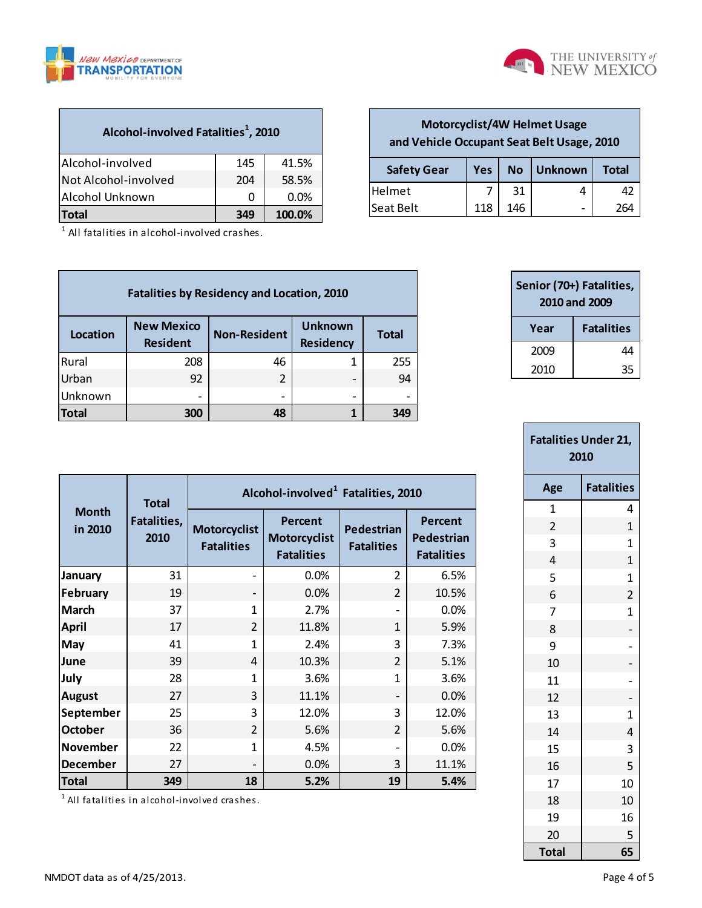| Alcohol-involved Fatalities[1], 2010 | | |
|---|---|---|
| Alcohol-involved | 145 | 41.5% |
| Not Alcohol-involved | 204 | 58.5% |
| Alcohol Unknown | 0 | 0.0% |
| **Total** | **349** | **100.0%** |

[1] All fatalities in alcohol-involved crashes.

**Motorcyclist/4W Helmet Usage and Vehicle Occupant Seat Belt Usage, 2010**

| Safety Gear | Yes | No | Unknown | Total |
|---|---|---|---|---|
| Helmet | 7 | 31 | 4 | 42 |
| Seat Belt | 118 | 146 | - | 264 |

**Fatalities by Residency and Location, 2010**

| Location | New Mexico Resident | Non-Resident | Unknown Residency | Total |
|---|---|---|---|---|
| Rural | 208 | 46 | 1 | 255 |
| Urban | 92 | 2 | - | 94 |
| Unknown | - | - | - | - |
| **Total** | **300** | **48** | **1** | **349** |

**Senior (70+) Fatalities, 2010 and 2009**

| Year | Fatalities |
|---|---|
| 2009 | 44 |
| 2010 | 35 |

| Month in 2010 | Total Fatalities, 2010 | Alcohol-involved[1] Fatalities, 2010 | | | |
|---|---|---|---|---|---|
| | | Motorcyclist Fatalities | Percent Motorcyclist Fatalities | Pedestrian Fatalities | Percent Pedestrian Fatalities |
| **January** | 31 | - | 0.0% | 2 | 6.5% |
| **February** | 19 | - | 0.0% | 2 | 10.5% |
| **March** | 37 | 1 | 2.7% | - | 0.0% |
| **April** | 17 | 2 | 11.8% | 1 | 5.9% |
| **May** | 41 | 1 | 2.4% | 3 | 7.3% |
| **June** | 39 | 4 | 10.3% | 2 | 5.1% |
| **July** | 28 | 1 | 3.6% | 1 | 3.6% |
| **August** | 27 | 3 | 11.1% | - | 0.0% |
| **September** | 25 | 3 | 12.0% | 3 | 12.0% |
| **October** | 36 | 2 | 5.6% | 2 | 5.6% |
| **November** | 22 | 1 | 4.5% | - | 0.0% |
| **December** | 27 | - | 0.0% | 3 | 11.1% |
| **Total** | **349** | **18** | **5.2%** | **19** | **5.4%** |

[1] All fatalities in alcohol-involved crashes.

**Fatalities Under 21, 2010**

| Age | Fatalities |
|---|---|
| 1 | 4 |
| 2 | 1 |
| 3 | 1 |
| 4 | 1 |
| 5 | 1 |
| 6 | 2 |
| 7 | 1 |
| 8 | - |
| 9 | - |
| 10 | - |
| 11 | - |
| 12 | - |
| 13 | 1 |
| 14 | 4 |
| 15 | 3 |
| 16 | 5 |
| 17 | 10 |
| 18 | 10 |
| 19 | 16 |
| 20 | 5 |
| **Total** | **65** |

NMDOT data as of 4/25/2013.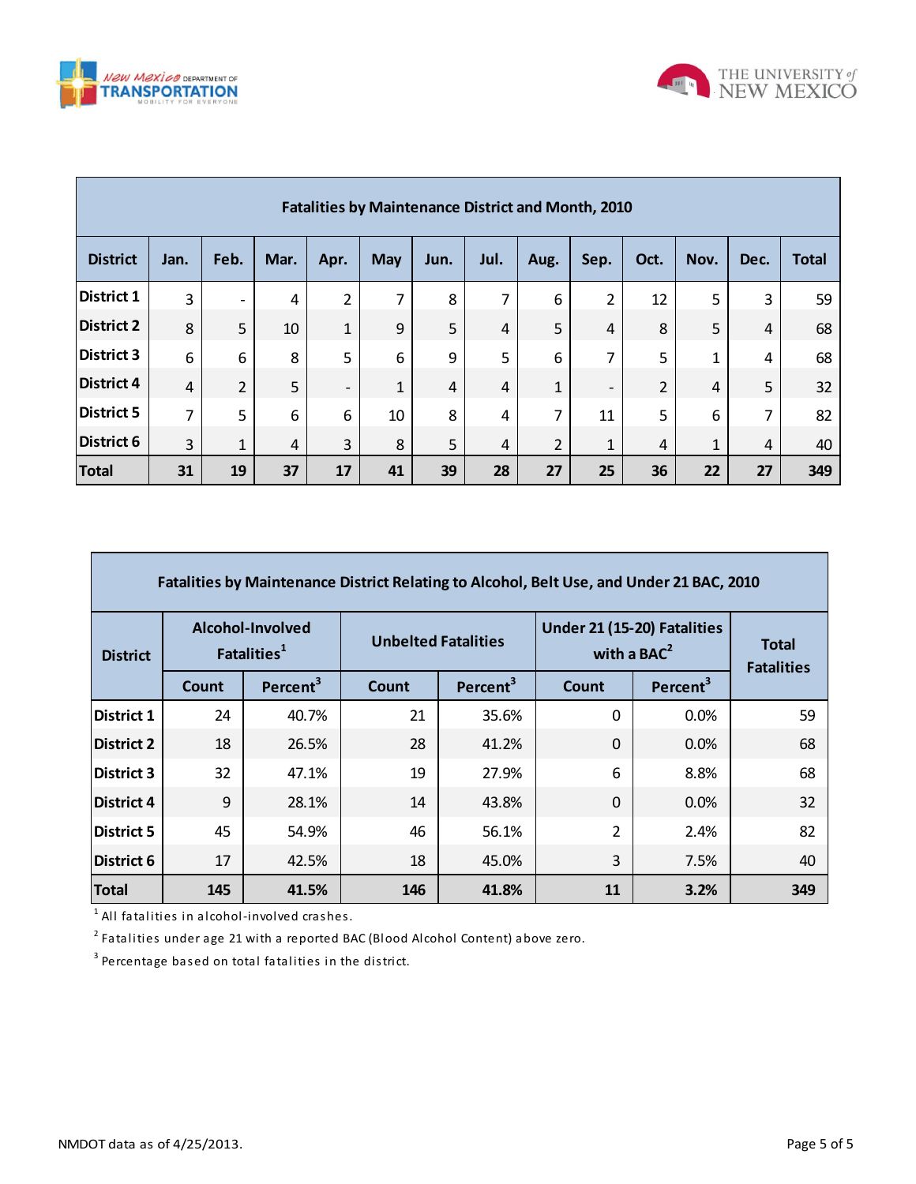| Fatalities by Maintenance District and Month, 2010 | | | | | | | | | | | | | |
|---|---|---|---|---|---|---|---|---|---|---|---|---|---|
| **District** | **Jan.** | **Feb.** | **Mar.** | **Apr.** | **May** | **Jun.** | **Jul.** | **Aug.** | **Sep.** | **Oct.** | **Nov.** | **Dec.** | **Total** |
| **District 1** | 3 | - | 4 | 2 | 7 | 8 | 7 | 6 | 2 | 12 | 5 | 3 | 59 |
| **District 2** | 8 | 5 | 10 | 1 | 9 | 5 | 4 | 5 | 4 | 8 | 5 | 4 | 68 |
| **District 3** | 6 | 6 | 8 | 5 | 6 | 9 | 5 | 6 | 7 | 5 | 1 | 4 | 68 |
| **District 4** | 4 | 2 | 5 | - | 1 | 4 | 4 | 1 | - | 2 | 4 | 5 | 32 |
| **District 5** | 7 | 5 | 6 | 6 | 10 | 8 | 4 | 7 | 11 | 5 | 6 | 7 | 82 |
| **District 6** | 3 | 1 | 4 | 3 | 8 | 5 | 4 | 2 | 1 | 4 | 1 | 4 | 40 |
| **Total** | **31** | **19** | **37** | **17** | **41** | **39** | **28** | **27** | **25** | **36** | **22** | **27** | **349** |

| Fatalities by Maintenance District Relating to Alcohol, Belt Use, and Under 21 BAC, 2010 | | | | | | | |
|---|---|---|---|---|---|---|---|
| **District** | **Alcohol-Involved Fatalities[1]** | | **Unbelted Fatalities** | | **Under 21 (15-20) Fatalities with a BAC[2]** | | **Total Fatalities** |
| | **Count** | **Percent[3]** | **Count** | **Percent[3]** | **Count** | **Percent[3]** | |
| **District 1** | 24 | 40.7% | 21 | 35.6% | 0 | 0.0% | 59 |
| **District 2** | 18 | 26.5% | 28 | 41.2% | 0 | 0.0% | 68 |
| **District 3** | 32 | 47.1% | 19 | 27.9% | 6 | 8.8% | 68 |
| **District 4** | 9 | 28.1% | 14 | 43.8% | 0 | 0.0% | 32 |
| **District 5** | 45 | 54.9% | 46 | 56.1% | 2 | 2.4% | 82 |
| **District 6** | 17 | 42.5% | 18 | 45.0% | 3 | 7.5% | 40 |
| **Total** | **145** | **41.5%** | **146** | **41.8%** | **11** | **3.2%** | **349** |

[1] All fatalities in alcohol-involved crashes.

[2] Fatalities under age 21 with a reported BAC (Blood Alcohol Content) above zero.

[3] Percentage based on total fatalities in the district.

NMDOT data as of 4/25/2013.